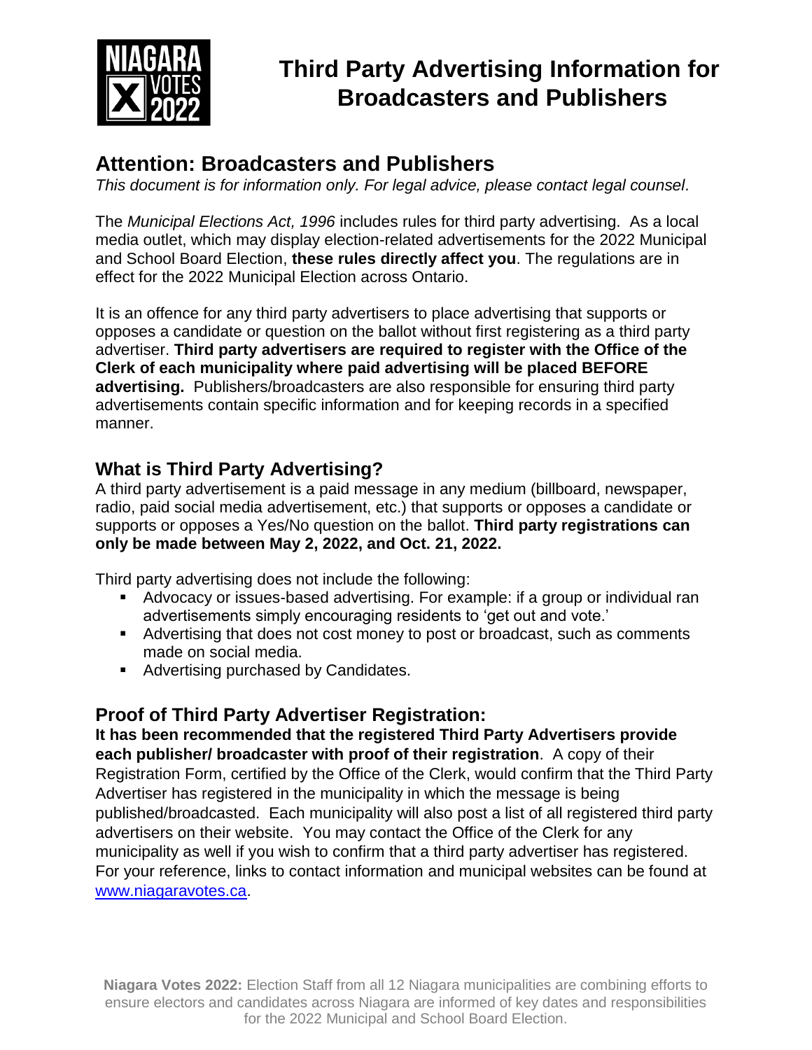# Third Party Advertising Information for Broadcasters and Publishers

## Attention: Broadcasters and Publishers

*This document is for information only. For legal advice, please contact legal counsel.*

The *Municipal Elections Act, 1996* includes rules for third party advertising. As a local media outlet, which may display election-related advertisements for the 2022 Municipal and School Board Election, **these rules directly affect you**. The regulations are in effect for the 2022 Municipal Election across Ontario.

It is an offence for any third party advertisers to place advertising that supports or opposes a candidate or question on the ballot without first registering as a third party advertiser. **Third party advertisers are required to register with the Office of the Clerk of each municipality where paid advertising will be placed BEFORE advertising.** Publishers/broadcasters are also responsible for ensuring third party advertisements contain specific information and for keeping records in a specified manner.

### What is Third Party Advertising?

A third party advertisement is a paid message in any medium (billboard, newspaper, radio, paid social media advertisement, etc.) that supports or opposes a candidate or supports or opposes a Yes/No question on the ballot. **Third party registrations can only be made between May 2, 2022, and Oct. 21, 2022.**

Third party advertising does not include the following:

- Advocacy or issues-based advertising. For example: if a group or individual ran advertisements simply encouraging residents to 'get out and vote.'
- Advertising that does not cost money to post or broadcast, such as comments made on social media.
- Advertising purchased by Candidates.

### Proof of Third Party Advertiser Registration:

**It has been recommended that the registered Third Party Advertisers provide each publisher/ broadcaster with proof of their registration**. A copy of their Registration Form, certified by the Office of the Clerk, would confirm that the Third Party Advertiser has registered in the municipality in which the message is being published/broadcasted. Each municipality will also post a list of all registered third party advertisers on their website. You may contact the Office of the Clerk for any municipality as well if you wish to confirm that a third party advertiser has registered. For your reference, links to contact information and municipal websites can be found at www.niagaravotes.ca.

**Niagara Votes 2022:** Election Staff from all 12 Niagara municipalities are combining efforts to ensure electors and candidates across Niagara are informed of key dates and responsibilities for the 2022 Municipal and School Board Election.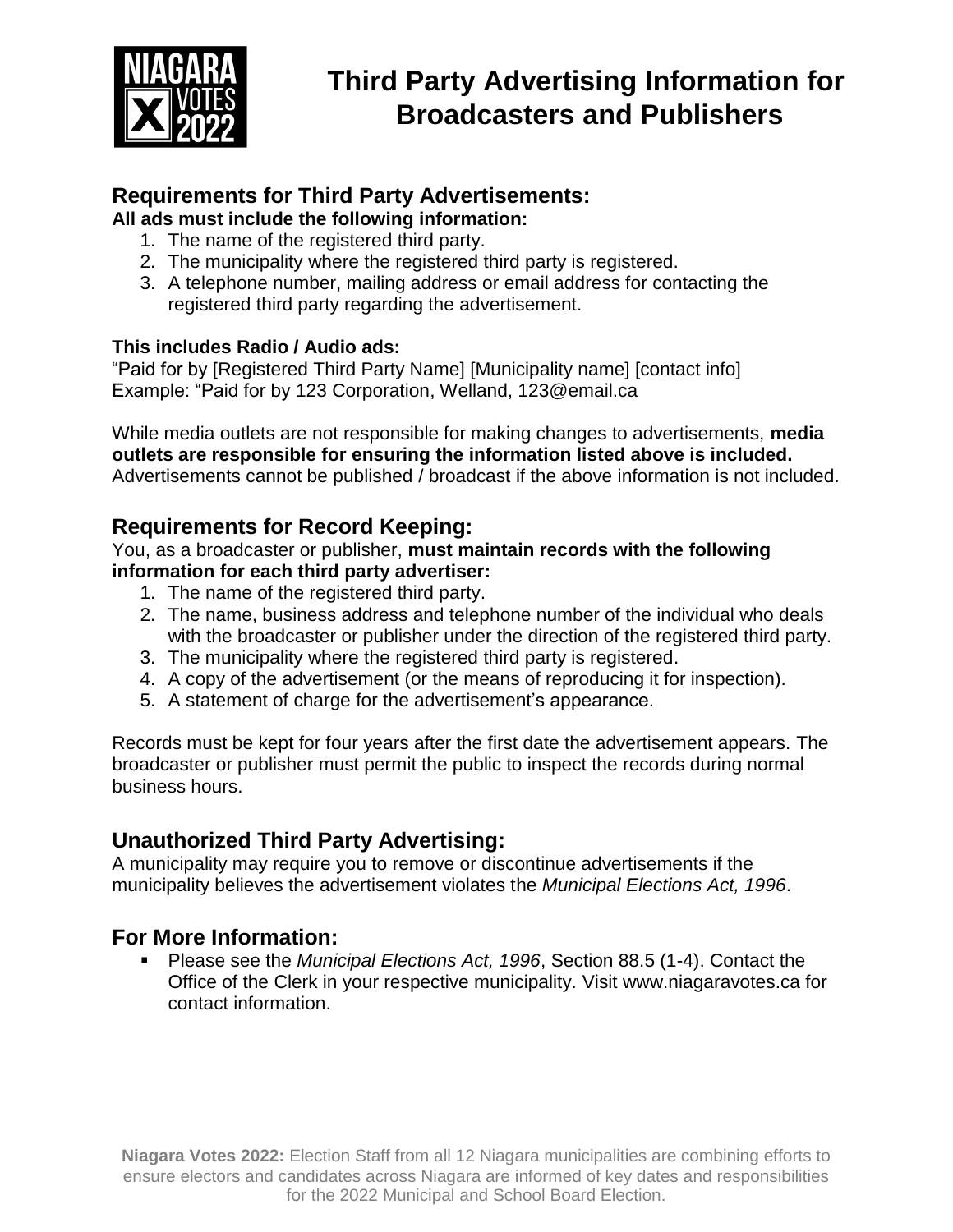# Third Party Advertising Information for Broadcasters and Publishers

## Requirements for Third Party Advertisements:

**All ads must include the following information:**

1. The name of the registered third party.
2. The municipality where the registered third party is registered.
3. A telephone number, mailing address or email address for contacting the registered third party regarding the advertisement.

**This includes Radio / Audio ads:**

"Paid for by [Registered Third Party Name] [Municipality name] [contact info]
Example: "Paid for by 123 Corporation, Welland, 123@email.ca

While media outlets are not responsible for making changes to advertisements, **media outlets are responsible for ensuring the information listed above is included.** Advertisements cannot be published / broadcast if the above information is not included.

## Requirements for Record Keeping:

You, as a broadcaster or publisher, **must maintain records with the following information for each third party advertiser:**

1. The name of the registered third party.
2. The name, business address and telephone number of the individual who deals with the broadcaster or publisher under the direction of the registered third party.
3. The municipality where the registered third party is registered.
4. A copy of the advertisement (or the means of reproducing it for inspection).
5. A statement of charge for the advertisement's appearance.

Records must be kept for four years after the first date the advertisement appears. The broadcaster or publisher must permit the public to inspect the records during normal business hours.

## Unauthorized Third Party Advertising:

A municipality may require you to remove or discontinue advertisements if the municipality believes the advertisement violates the *Municipal Elections Act, 1996*.

## For More Information:

- Please see the *Municipal Elections Act, 1996*, Section 88.5 (1-4). Contact the Office of the Clerk in your respective municipality. Visit www.niagaravotes.ca for contact information.

**Niagara Votes 2022:** Election Staff from all 12 Niagara municipalities are combining efforts to ensure electors and candidates across Niagara are informed of key dates and responsibilities for the 2022 Municipal and School Board Election.